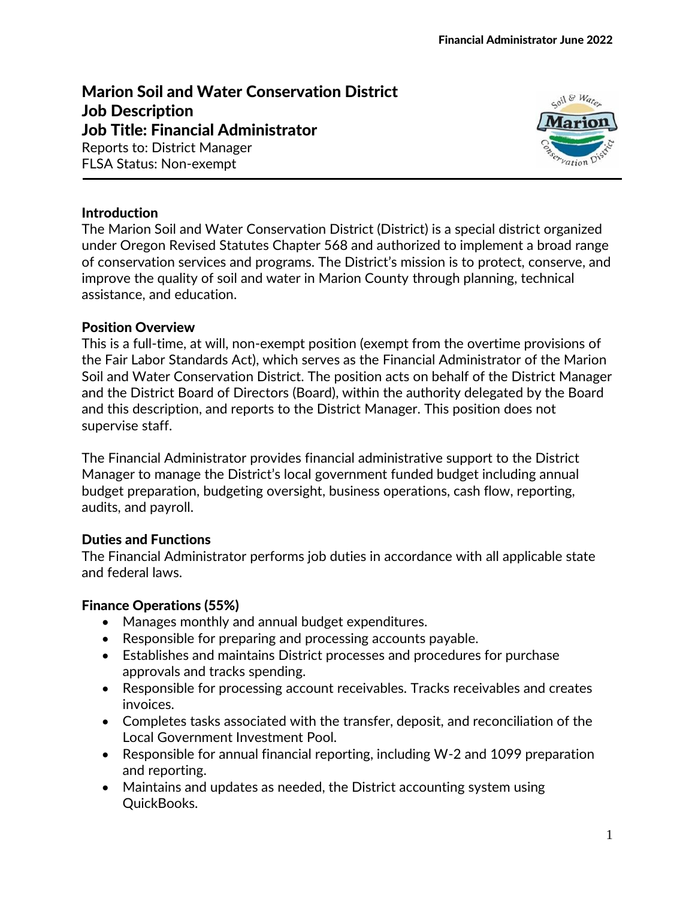# Marion Soil and Water Conservation District
# Job Description
# Job Title: Financial Administrator

Reports to: District Manager
FLSA Status: Non-exempt

### Introduction

The Marion Soil and Water Conservation District (District) is a special district organized under Oregon Revised Statutes Chapter 568 and authorized to implement a broad range of conservation services and programs. The District's mission is to protect, conserve, and improve the quality of soil and water in Marion County through planning, technical assistance, and education.

### Position Overview

This is a full-time, at will, non-exempt position (exempt from the overtime provisions of the Fair Labor Standards Act), which serves as the Financial Administrator of the Marion Soil and Water Conservation District. The position acts on behalf of the District Manager and the District Board of Directors (Board), within the authority delegated by the Board and this description, and reports to the District Manager. This position does not supervise staff.

The Financial Administrator provides financial administrative support to the District Manager to manage the District's local government funded budget including annual budget preparation, budgeting oversight, business operations, cash flow, reporting, audits, and payroll.

### Duties and Functions

The Financial Administrator performs job duties in accordance with all applicable state and federal laws.

### Finance Operations (55%)

- Manages monthly and annual budget expenditures.
- Responsible for preparing and processing accounts payable.
- Establishes and maintains District processes and procedures for purchase approvals and tracks spending.
- Responsible for processing account receivables. Tracks receivables and creates invoices.
- Completes tasks associated with the transfer, deposit, and reconciliation of the Local Government Investment Pool.
- Responsible for annual financial reporting, including W-2 and 1099 preparation and reporting.
- Maintains and updates as needed, the District accounting system using QuickBooks.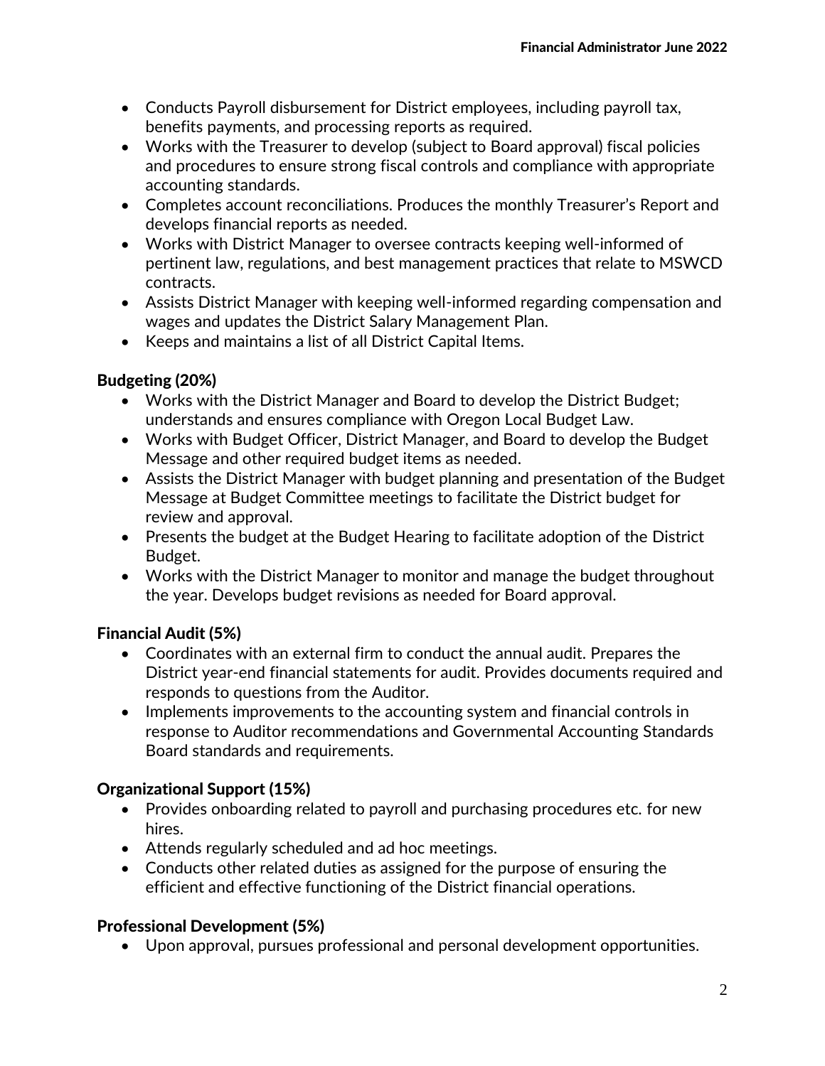- Conducts Payroll disbursement for District employees, including payroll tax, benefits payments, and processing reports as required.
- Works with the Treasurer to develop (subject to Board approval) fiscal policies and procedures to ensure strong fiscal controls and compliance with appropriate accounting standards.
- Completes account reconciliations. Produces the monthly Treasurer's Report and develops financial reports as needed.
- Works with District Manager to oversee contracts keeping well-informed of pertinent law, regulations, and best management practices that relate to MSWCD contracts.
- Assists District Manager with keeping well-informed regarding compensation and wages and updates the District Salary Management Plan.
- Keeps and maintains a list of all District Capital Items.

### Budgeting (20%)

- Works with the District Manager and Board to develop the District Budget; understands and ensures compliance with Oregon Local Budget Law.
- Works with Budget Officer, District Manager, and Board to develop the Budget Message and other required budget items as needed.
- Assists the District Manager with budget planning and presentation of the Budget Message at Budget Committee meetings to facilitate the District budget for review and approval.
- Presents the budget at the Budget Hearing to facilitate adoption of the District Budget.
- Works with the District Manager to monitor and manage the budget throughout the year. Develops budget revisions as needed for Board approval.

### Financial Audit (5%)

- Coordinates with an external firm to conduct the annual audit. Prepares the District year-end financial statements for audit. Provides documents required and responds to questions from the Auditor.
- Implements improvements to the accounting system and financial controls in response to Auditor recommendations and Governmental Accounting Standards Board standards and requirements.

### Organizational Support (15%)

- Provides onboarding related to payroll and purchasing procedures etc. for new hires.
- Attends regularly scheduled and ad hoc meetings.
- Conducts other related duties as assigned for the purpose of ensuring the efficient and effective functioning of the District financial operations.

### Professional Development (5%)

- Upon approval, pursues professional and personal development opportunities.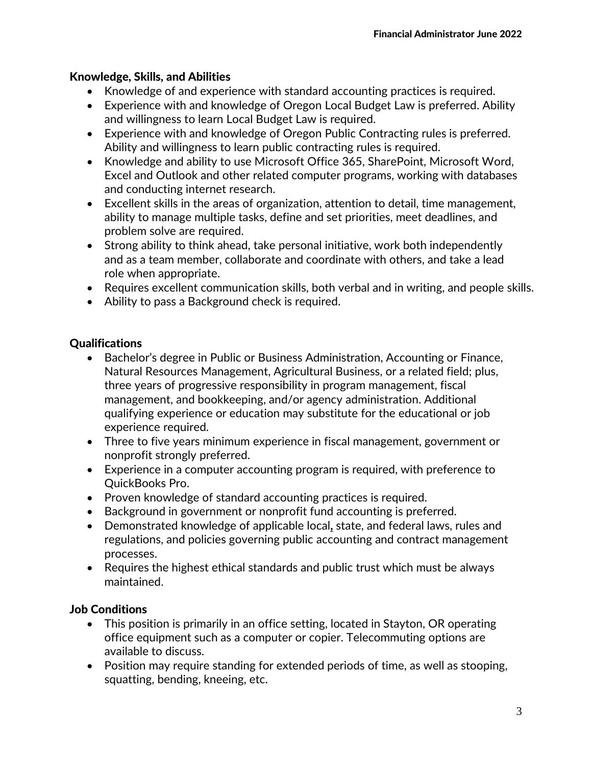### Knowledge, Skills, and Abilities

- Knowledge of and experience with standard accounting practices is required.
- Experience with and knowledge of Oregon Local Budget Law is preferred. Ability and willingness to learn Local Budget Law is required.
- Experience with and knowledge of Oregon Public Contracting rules is preferred. Ability and willingness to learn public contracting rules is required.
- Knowledge and ability to use Microsoft Office 365, SharePoint, Microsoft Word, Excel and Outlook and other related computer programs, working with databases and conducting internet research.
- Excellent skills in the areas of organization, attention to detail, time management, ability to manage multiple tasks, define and set priorities, meet deadlines, and problem solve are required.
- Strong ability to think ahead, take personal initiative, work both independently and as a team member, collaborate and coordinate with others, and take a lead role when appropriate.
- Requires excellent communication skills, both verbal and in writing, and people skills.
- Ability to pass a Background check is required.

### Qualifications

- Bachelor's degree in Public or Business Administration, Accounting or Finance, Natural Resources Management, Agricultural Business, or a related field; plus, three years of progressive responsibility in program management, fiscal management, and bookkeeping, and/or agency administration. Additional qualifying experience or education may substitute for the educational or job experience required.
- Three to five years minimum experience in fiscal management, government or nonprofit strongly preferred.
- Experience in a computer accounting program is required, with preference to QuickBooks Pro.
- Proven knowledge of standard accounting practices is required.
- Background in government or nonprofit fund accounting is preferred.
- Demonstrated knowledge of applicable local, state, and federal laws, rules and regulations, and policies governing public accounting and contract management processes.
- Requires the highest ethical standards and public trust which must be always maintained.

### Job Conditions

- This position is primarily in an office setting, located in Stayton, OR operating office equipment such as a computer or copier. Telecommuting options are available to discuss.
- Position may require standing for extended periods of time, as well as stooping, squatting, bending, kneeing, etc.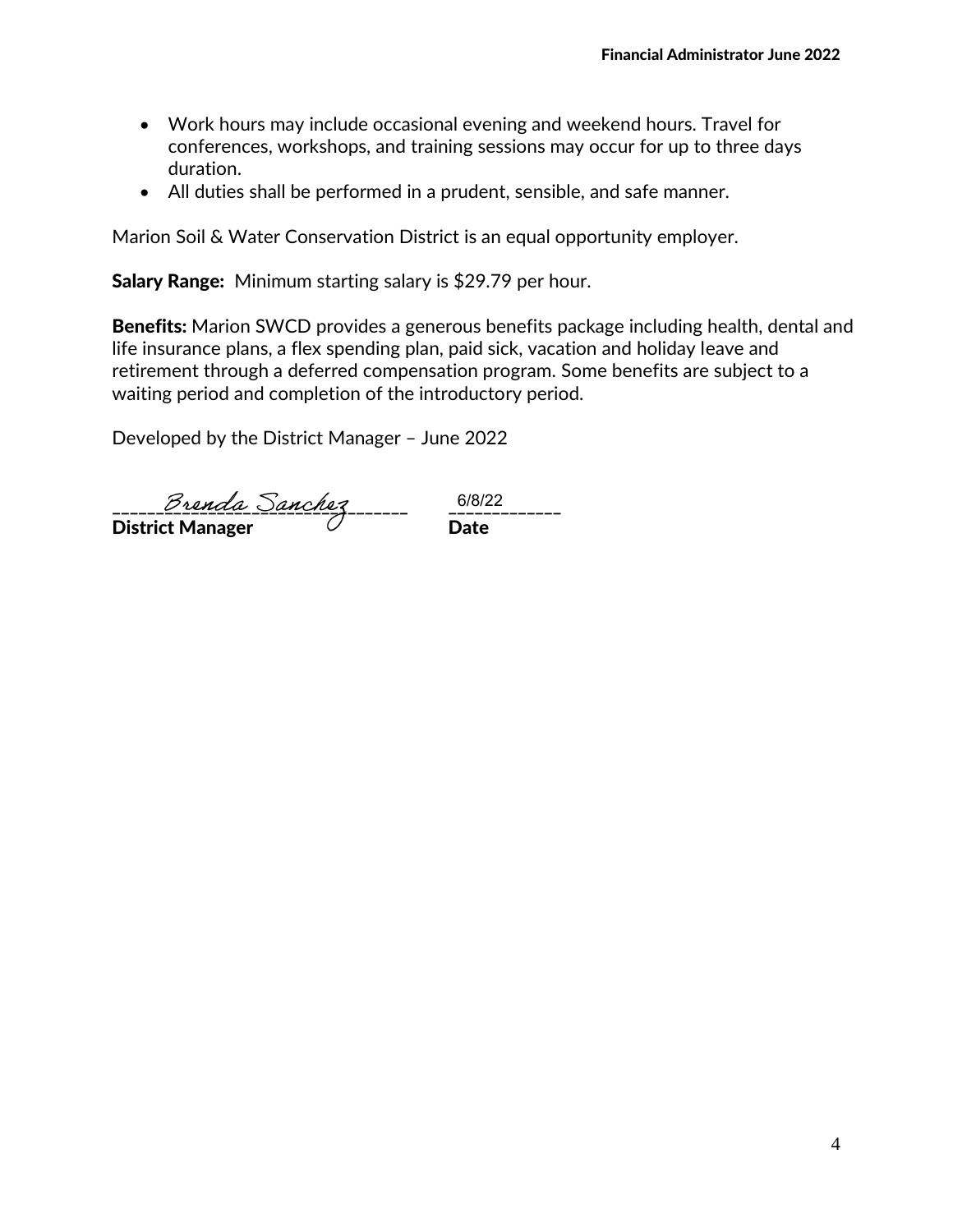- Work hours may include occasional evening and weekend hours. Travel for conferences, workshops, and training sessions may occur for up to three days duration.
- All duties shall be performed in a prudent, sensible, and safe manner.

Marion Soil & Water Conservation District is an equal opportunity employer.

**Salary Range:** Minimum starting salary is $29.79 per hour.

**Benefits:** Marion SWCD provides a generous benefits package including health, dental and life insurance plans, a flex spending plan, paid sick, vacation and holiday leave and retirement through a deferred compensation program. Some benefits are subject to a waiting period and completion of the introductory period.

Developed by the District Manager – June 2022

Brenda Sanchez 6/8/22

**District Manager** **Date**